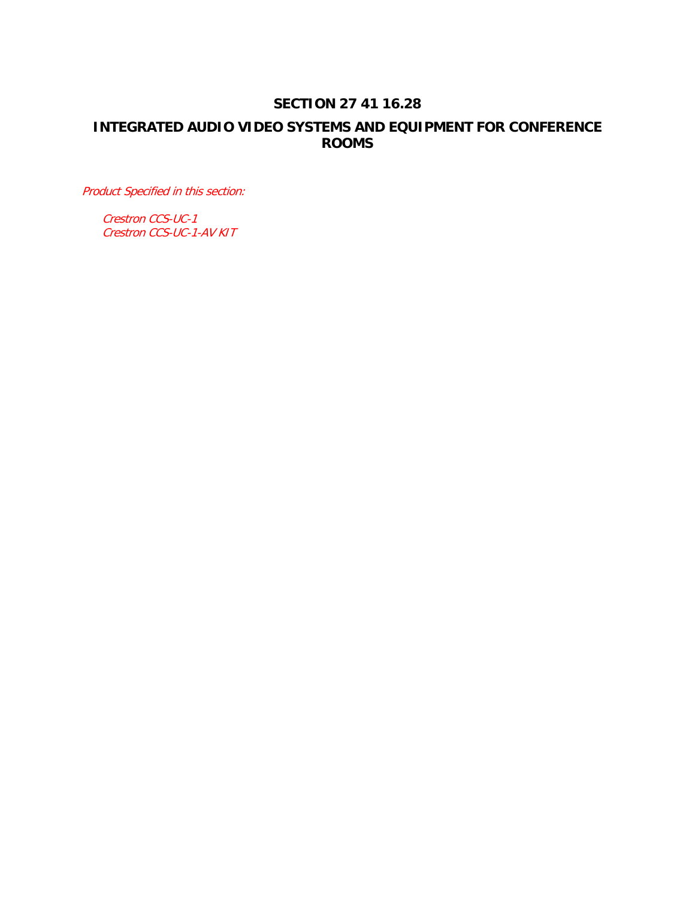# SECTION 27 41 16.28

## INTEGRATED AUDIO VIDEO SYSTEMS AND EQUIPMENT FOR CONFERENCE ROOMS

*Product Specified in this section:*

*Crestron CCS-UC-1*
*Crestron CCS-UC-1-AV KIT*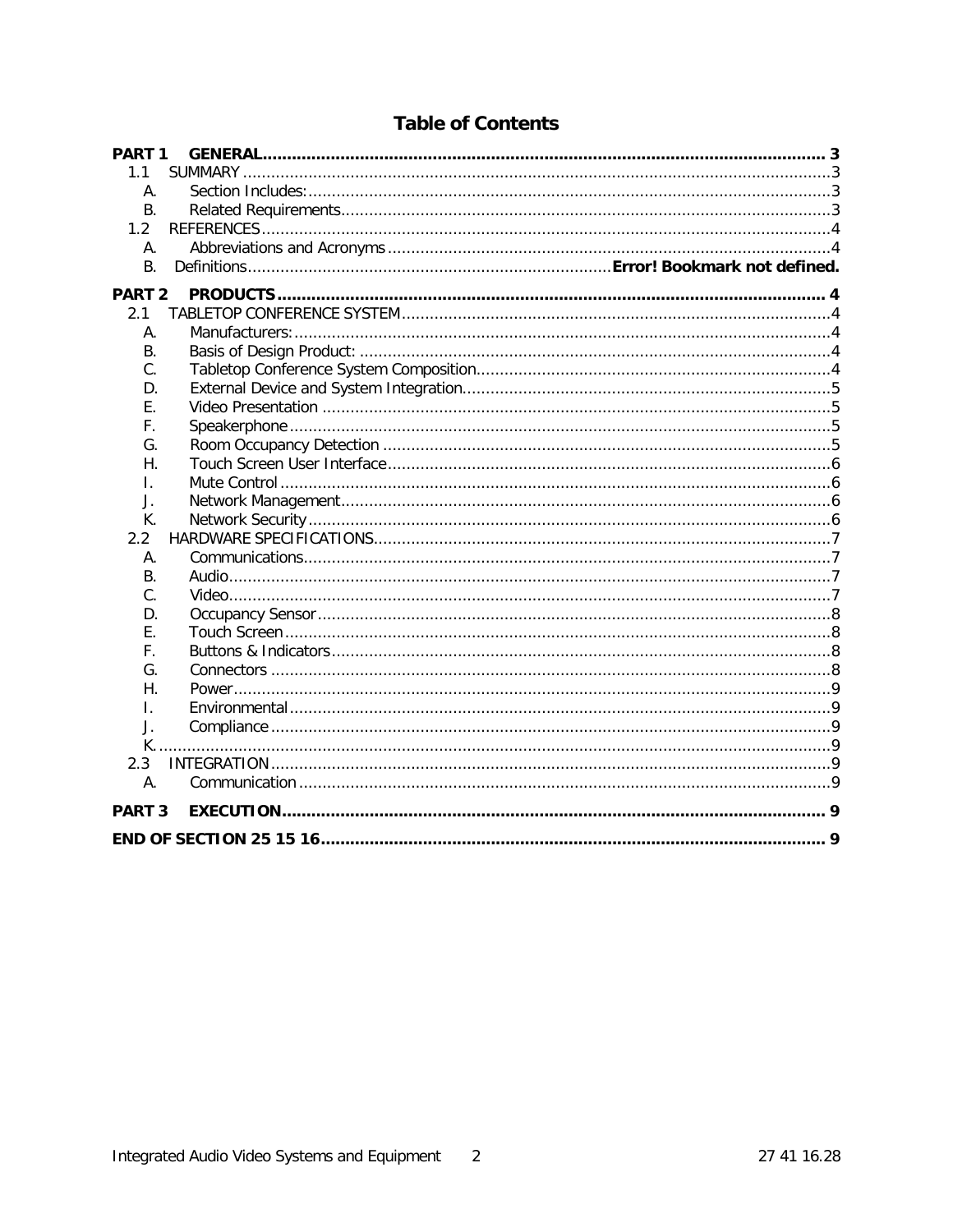# Table of Contents

**PART 1 GENERAL** .................... **3**

- 1.1 SUMMARY .................... 3
  - A. Section Includes: .................... 3
  - B. Related Requirements .................... 3
- 1.2 REFERENCES .................... 4
  - A. Abbreviations and Acronyms .................... 4
  - B. Definitions .................... **Error! Bookmark not defined.**

**PART 2 PRODUCTS** .................... **4**

- 2.1 TABLETOP CONFERENCE SYSTEM .................... 4
  - A. Manufacturers: .................... 4
  - B. Basis of Design Product: .................... 4
  - C. Tabletop Conference System Composition .................... 4
  - D. External Device and System Integration .................... 5
  - E. Video Presentation .................... 5
  - F. Speakerphone .................... 5
  - G. Room Occupancy Detection .................... 5
  - H. Touch Screen User Interface .................... 6
  - I. Mute Control .................... 6
  - J. Network Management .................... 6
  - K. Network Security .................... 6
- 2.2 HARDWARE SPECIFICATIONS .................... 7
  - A. Communications .................... 7
  - B. Audio .................... 7
  - C. Video .................... 7
  - D. Occupancy Sensor .................... 8
  - E. Touch Screen .................... 8
  - F. Buttons & Indicators .................... 8
  - G. Connectors .................... 8
  - H. Power .................... 9
  - I. Environmental .................... 9
  - J. Compliance .................... 9
  - K. .................... 9
- 2.3 INTEGRATION .................... 9
  - A. Communication .................... 9

**PART 3 EXECUTION** .................... **9**

**END OF SECTION 25 15 16** .................... **9**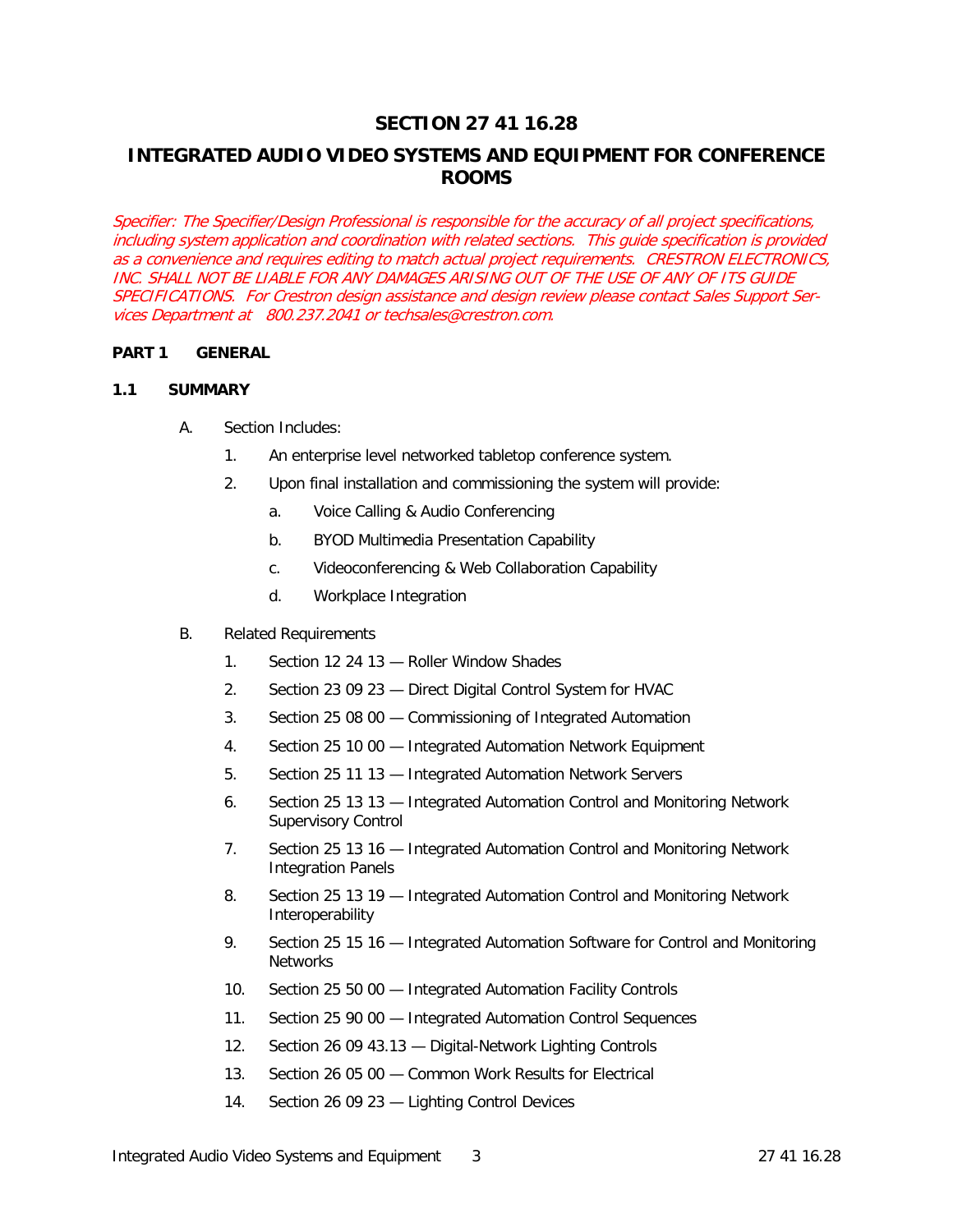# SECTION 27 41 16.28

# INTEGRATED AUDIO VIDEO SYSTEMS AND EQUIPMENT FOR CONFERENCE ROOMS

*Specifier: The Specifier/Design Professional is responsible for the accuracy of all project specifications, including system application and coordination with related sections. This guide specification is provided as a convenience and requires editing to match actual project requirements. CRESTRON ELECTRONICS, INC. SHALL NOT BE LIABLE FOR ANY DAMAGES ARISING OUT OF THE USE OF ANY OF ITS GUIDE SPECIFICATIONS. For Crestron design assistance and design review please contact Sales Support Services Department at 800.237.2041 or techsales@crestron.com.*

## PART 1 GENERAL

### 1.1 SUMMARY

A. Section Includes:

1. An enterprise level networked tabletop conference system.
2. Upon final installation and commissioning the system will provide:
   a. Voice Calling & Audio Conferencing
   b. BYOD Multimedia Presentation Capability
   c. Videoconferencing & Web Collaboration Capability
   d. Workplace Integration

B. Related Requirements

1. Section 12 24 13 — Roller Window Shades
2. Section 23 09 23 — Direct Digital Control System for HVAC
3. Section 25 08 00 — Commissioning of Integrated Automation
4. Section 25 10 00 — Integrated Automation Network Equipment
5. Section 25 11 13 — Integrated Automation Network Servers
6. Section 25 13 13 — Integrated Automation Control and Monitoring Network Supervisory Control
7. Section 25 13 16 — Integrated Automation Control and Monitoring Network Integration Panels
8. Section 25 13 19 — Integrated Automation Control and Monitoring Network Interoperability
9. Section 25 15 16 — Integrated Automation Software for Control and Monitoring Networks
10. Section 25 50 00 — Integrated Automation Facility Controls
11. Section 25 90 00 — Integrated Automation Control Sequences
12. Section 26 09 43.13 — Digital-Network Lighting Controls
13. Section 26 05 00 — Common Work Results for Electrical
14. Section 26 09 23 — Lighting Control Devices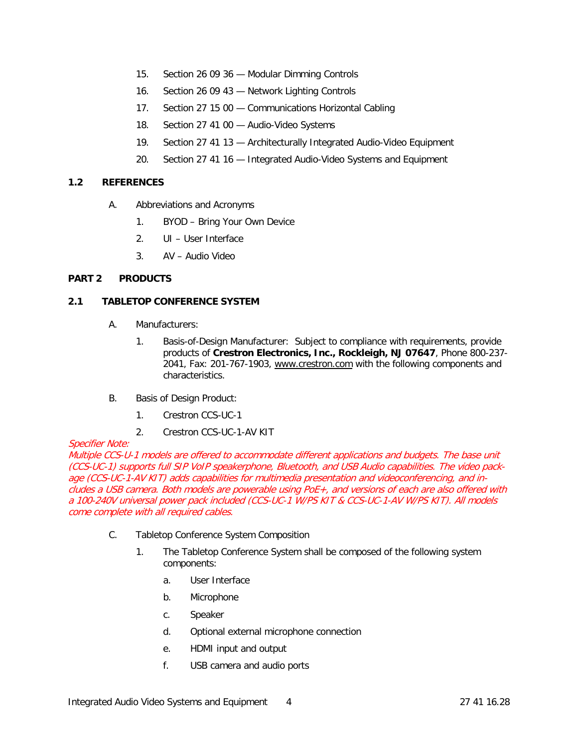15. Section 26 09 36 — Modular Dimming Controls
16. Section 26 09 43 — Network Lighting Controls
17. Section 27 15 00 — Communications Horizontal Cabling
18. Section 27 41 00 — Audio-Video Systems
19. Section 27 41 13 — Architecturally Integrated Audio-Video Equipment
20. Section 27 41 16 — Integrated Audio-Video Systems and Equipment

## 1.2 REFERENCES

A. Abbreviations and Acronyms

1. BYOD – Bring Your Own Device
2. UI – User Interface
3. AV – Audio Video

# PART 2 PRODUCTS

## 2.1 TABLETOP CONFERENCE SYSTEM

A. Manufacturers:

1. Basis-of-Design Manufacturer: Subject to compliance with requirements, provide products of **Crestron Electronics, Inc., Rockleigh, NJ 07647**, Phone 800-237-2041, Fax: 201-767-1903, www.crestron.com with the following components and characteristics.

B. Basis of Design Product:

1. Crestron CCS-UC-1
2. Crestron CCS-UC-1-AV KIT

*Specifier Note:*
*Multiple CCS-U-1 models are offered to accommodate different applications and budgets. The base unit (CCS-UC-1) supports full SIP VoIP speakerphone, Bluetooth, and USB Audio capabilities. The video package (CCS-UC-1-AV KIT) adds capabilities for multimedia presentation and videoconferencing, and includes a USB camera. Both models are powerable using PoE+, and versions of each are also offered with a 100-240V universal power pack included (CCS-UC-1 W/PS KIT & CCS-UC-1-AV W/PS KIT). All models come complete with all required cables.*

C. Tabletop Conference System Composition

1. The Tabletop Conference System shall be composed of the following system components:

   a. User Interface

   b. Microphone

   c. Speaker

   d. Optional external microphone connection

   e. HDMI input and output

   f. USB camera and audio ports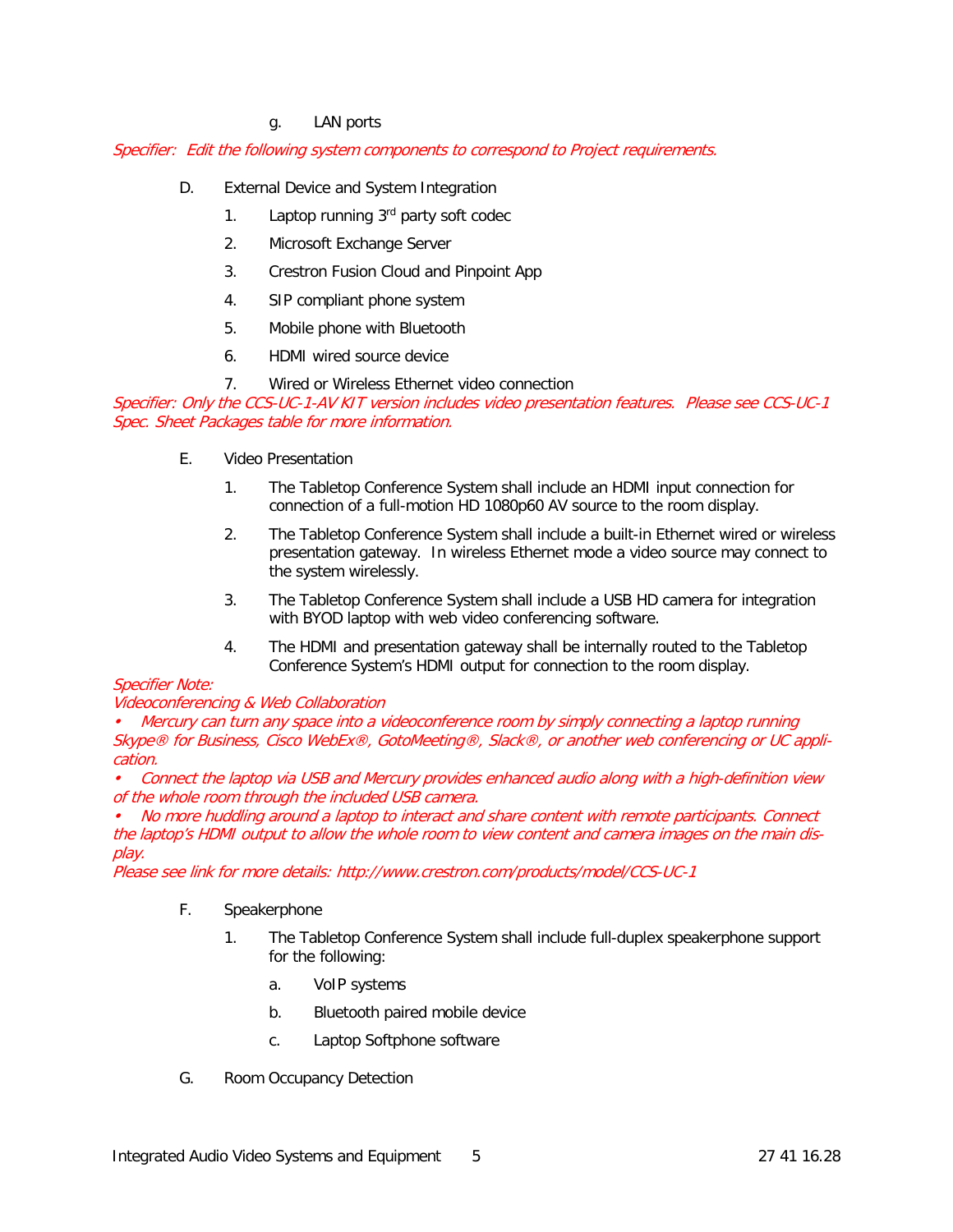g. LAN ports

*Specifier: Edit the following system components to correspond to Project requirements.*

D. External Device and System Integration

1. Laptop running 3rd party soft codec
2. Microsoft Exchange Server
3. Crestron Fusion Cloud and Pinpoint App
4. SIP compliant phone system
5. Mobile phone with Bluetooth
6. HDMI wired source device
7. Wired or Wireless Ethernet video connection

*Specifier: Only the CCS-UC-1-AV KIT version includes video presentation features. Please see CCS-UC-1 Spec. Sheet Packages table for more information.*

E. Video Presentation

1. The Tabletop Conference System shall include an HDMI input connection for connection of a full-motion HD 1080p60 AV source to the room display.
2. The Tabletop Conference System shall include a built-in Ethernet wired or wireless presentation gateway. In wireless Ethernet mode a video source may connect to the system wirelessly.
3. The Tabletop Conference System shall include a USB HD camera for integration with BYOD laptop with web video conferencing software.
4. The HDMI and presentation gateway shall be internally routed to the Tabletop Conference System's HDMI output for connection to the room display.

*Specifier Note:*
*Videoconferencing & Web Collaboration*
*• Mercury can turn any space into a videoconference room by simply connecting a laptop running Skype® for Business, Cisco WebEx®, GotoMeeting®, Slack®, or another web conferencing or UC application.*
*• Connect the laptop via USB and Mercury provides enhanced audio along with a high-definition view of the whole room through the included USB camera.*
*• No more huddling around a laptop to interact and share content with remote participants. Connect the laptop's HDMI output to allow the whole room to view content and camera images on the main display.*
*Please see link for more details: http://www.crestron.com/products/model/CCS-UC-1*

F. Speakerphone

1. The Tabletop Conference System shall include full-duplex speakerphone support for the following:
   a. VoIP systems
   b. Bluetooth paired mobile device
   c. Laptop Softphone software

G. Room Occupancy Detection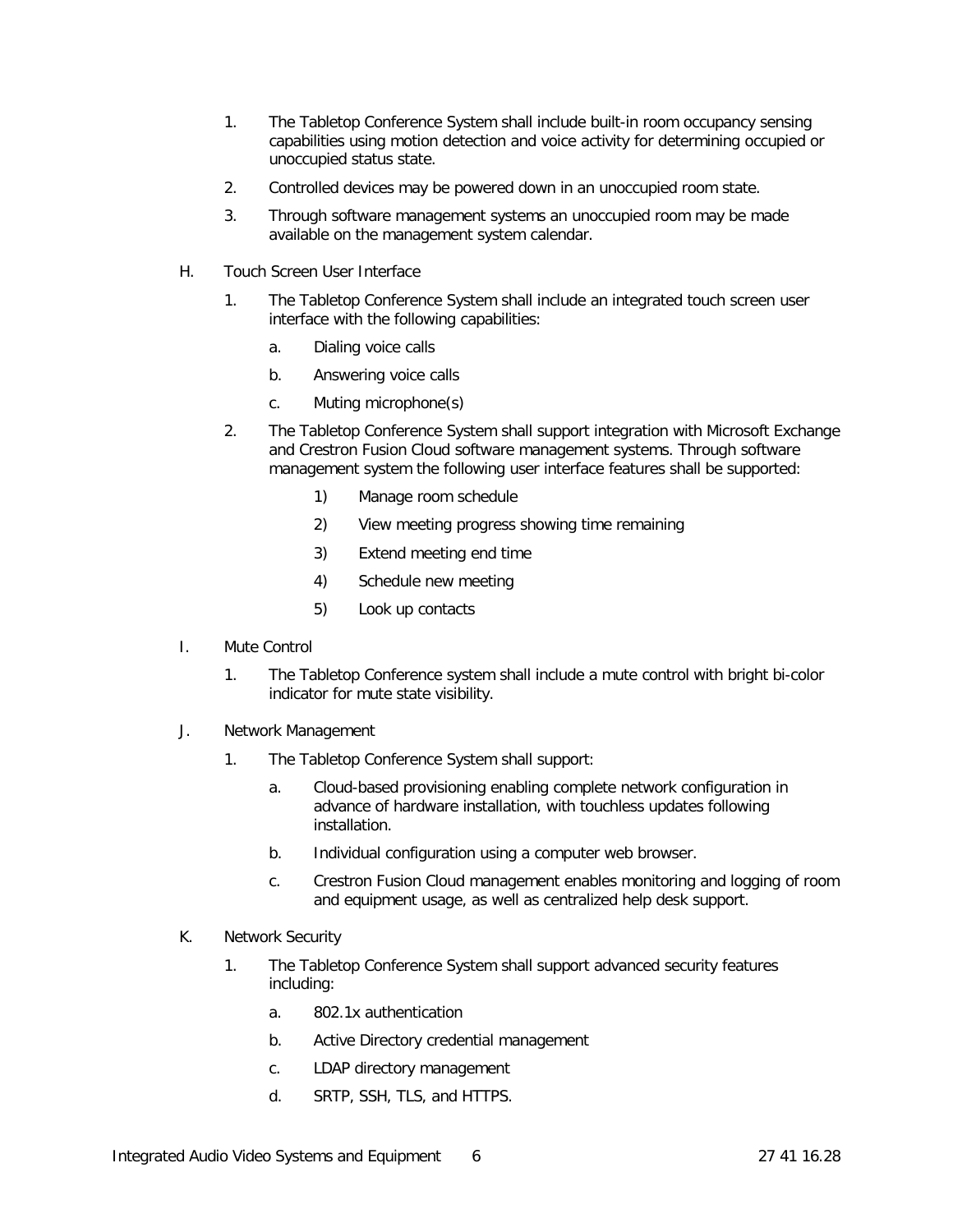1. The Tabletop Conference System shall include built-in room occupancy sensing capabilities using motion detection and voice activity for determining occupied or unoccupied status state.

2. Controlled devices may be powered down in an unoccupied room state.

3. Through software management systems an unoccupied room may be made available on the management system calendar.

H. Touch Screen User Interface

1. The Tabletop Conference System shall include an integrated touch screen user interface with the following capabilities:

    a. Dialing voice calls

    b. Answering voice calls

    c. Muting microphone(s)

2. The Tabletop Conference System shall support integration with Microsoft Exchange and Crestron Fusion Cloud software management systems. Through software management system the following user interface features shall be supported:

    1) Manage room schedule

    2) View meeting progress showing time remaining

    3) Extend meeting end time

    4) Schedule new meeting

    5) Look up contacts

I. Mute Control

1. The Tabletop Conference system shall include a mute control with bright bi-color indicator for mute state visibility.

J. Network Management

1. The Tabletop Conference System shall support:

    a. Cloud-based provisioning enabling complete network configuration in advance of hardware installation, with touchless updates following installation.

    b. Individual configuration using a computer web browser.

    c. Crestron Fusion Cloud management enables monitoring and logging of room and equipment usage, as well as centralized help desk support.

K. Network Security

1. The Tabletop Conference System shall support advanced security features including:

    a. 802.1x authentication

    b. Active Directory credential management

    c. LDAP directory management

    d. SRTP, SSH, TLS, and HTTPS.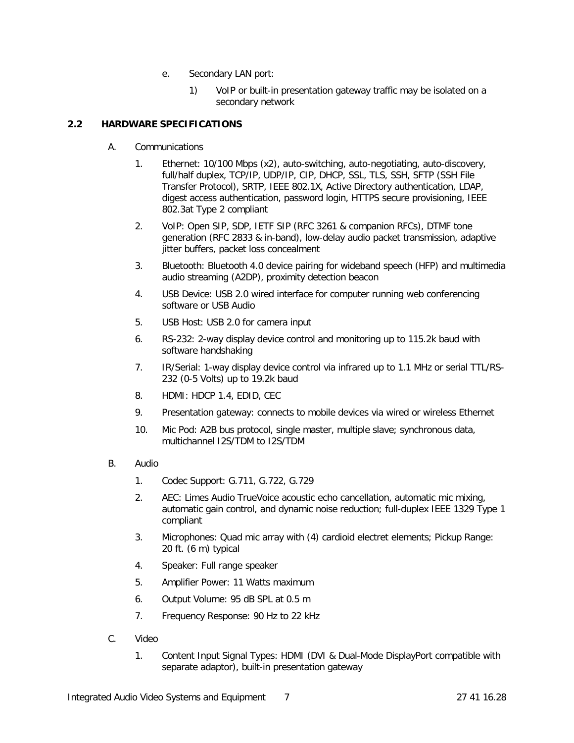e. Secondary LAN port:

   1) VoIP or built-in presentation gateway traffic may be isolated on a secondary network

## 2.2 HARDWARE SPECIFICATIONS

A. Communications

   1. Ethernet: 10/100 Mbps (x2), auto-switching, auto-negotiating, auto-discovery, full/half duplex, TCP/IP, UDP/IP, CIP, DHCP, SSL, TLS, SSH, SFTP (SSH File Transfer Protocol), SRTP, IEEE 802.1X, Active Directory authentication, LDAP, digest access authentication, password login, HTTPS secure provisioning, IEEE 802.3at Type 2 compliant

   2. VoIP: Open SIP, SDP, IETF SIP (RFC 3261 & companion RFCs), DTMF tone generation (RFC 2833 & in-band), low-delay audio packet transmission, adaptive jitter buffers, packet loss concealment

   3. Bluetooth: Bluetooth 4.0 device pairing for wideband speech (HFP) and multimedia audio streaming (A2DP), proximity detection beacon

   4. USB Device: USB 2.0 wired interface for computer running web conferencing software or USB Audio

   5. USB Host: USB 2.0 for camera input

   6. RS-232: 2-way display device control and monitoring up to 115.2k baud with software handshaking

   7. IR/Serial: 1-way display device control via infrared up to 1.1 MHz or serial TTL/RS-232 (0-5 Volts) up to 19.2k baud

   8. HDMI: HDCP 1.4, EDID, CEC

   9. Presentation gateway: connects to mobile devices via wired or wireless Ethernet

   10. Mic Pod: A2B bus protocol, single master, multiple slave; synchronous data, multichannel I2S/TDM to I2S/TDM

B. Audio

   1. Codec Support: G.711, G.722, G.729

   2. AEC: Limes Audio TrueVoice acoustic echo cancellation, automatic mic mixing, automatic gain control, and dynamic noise reduction; full-duplex IEEE 1329 Type 1 compliant

   3. Microphones: Quad mic array with (4) cardioid electret elements; Pickup Range: 20 ft. (6 m) typical

   4. Speaker: Full range speaker

   5. Amplifier Power: 11 Watts maximum

   6. Output Volume: 95 dB SPL at 0.5 m

   7. Frequency Response: 90 Hz to 22 kHz

C. Video

   1. Content Input Signal Types: HDMI (DVI & Dual-Mode DisplayPort compatible with separate adaptor), built-in presentation gateway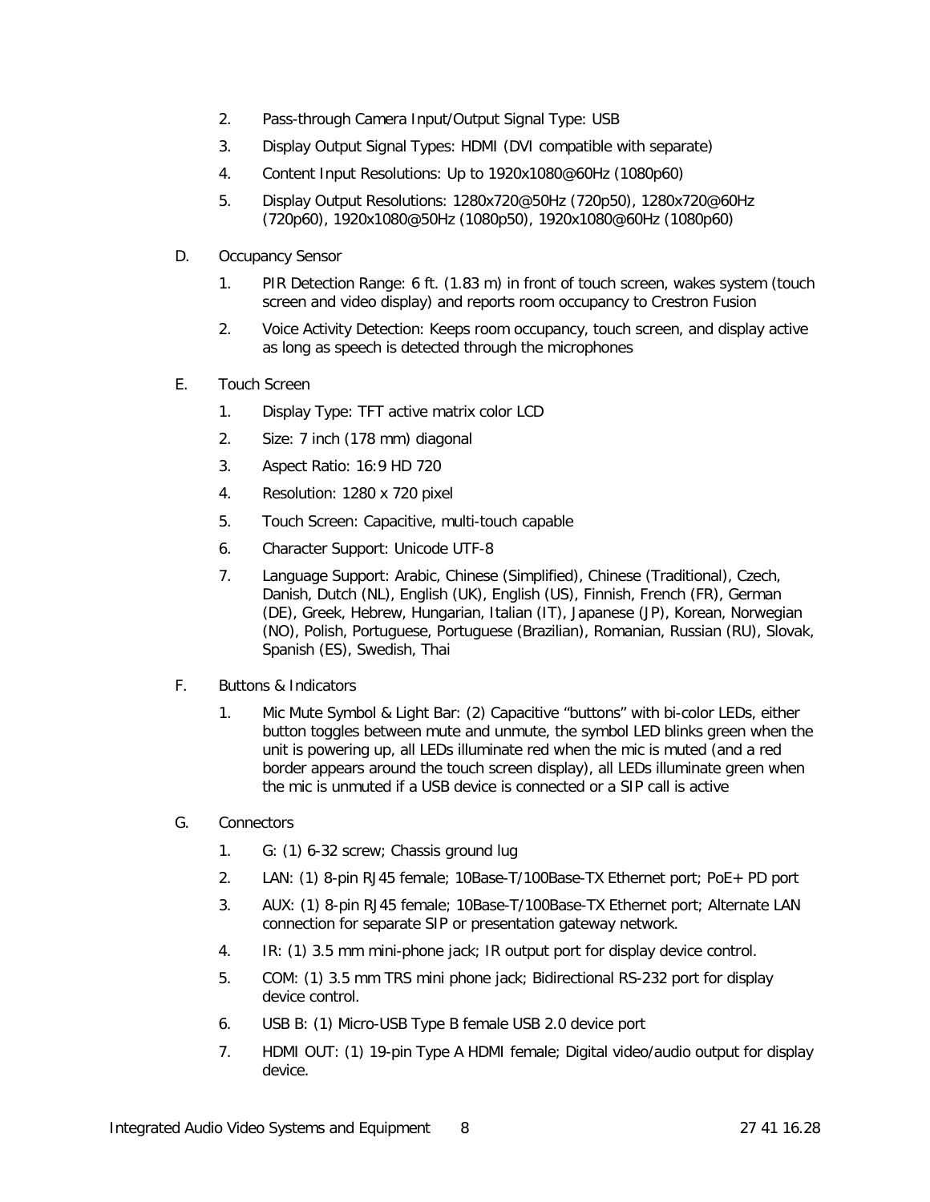2. Pass-through Camera Input/Output Signal Type: USB

3. Display Output Signal Types: HDMI (DVI compatible with separate)

4. Content Input Resolutions: Up to 1920x1080@60Hz (1080p60)

5. Display Output Resolutions: 1280x720@50Hz (720p50), 1280x720@60Hz (720p60), 1920x1080@50Hz (1080p50), 1920x1080@60Hz (1080p60)

D. Occupancy Sensor

1. PIR Detection Range: 6 ft. (1.83 m) in front of touch screen, wakes system (touch screen and video display) and reports room occupancy to Crestron Fusion

2. Voice Activity Detection: Keeps room occupancy, touch screen, and display active as long as speech is detected through the microphones

E. Touch Screen

1. Display Type: TFT active matrix color LCD

2. Size: 7 inch (178 mm) diagonal

3. Aspect Ratio: 16:9 HD 720

4. Resolution: 1280 x 720 pixel

5. Touch Screen: Capacitive, multi-touch capable

6. Character Support: Unicode UTF-8

7. Language Support: Arabic, Chinese (Simplified), Chinese (Traditional), Czech, Danish, Dutch (NL), English (UK), English (US), Finnish, French (FR), German (DE), Greek, Hebrew, Hungarian, Italian (IT), Japanese (JP), Korean, Norwegian (NO), Polish, Portuguese, Portuguese (Brazilian), Romanian, Russian (RU), Slovak, Spanish (ES), Swedish, Thai

F. Buttons & Indicators

1. Mic Mute Symbol & Light Bar: (2) Capacitive “buttons” with bi-color LEDs, either button toggles between mute and unmute, the symbol LED blinks green when the unit is powering up, all LEDs illuminate red when the mic is muted (and a red border appears around the touch screen display), all LEDs illuminate green when the mic is unmuted if a USB device is connected or a SIP call is active

G. Connectors

1. G: (1) 6-32 screw; Chassis ground lug

2. LAN: (1) 8-pin RJ45 female; 10Base-T/100Base-TX Ethernet port; PoE+ PD port

3. AUX: (1) 8-pin RJ45 female; 10Base-T/100Base-TX Ethernet port; Alternate LAN connection for separate SIP or presentation gateway network.

4. IR: (1) 3.5 mm mini-phone jack; IR output port for display device control.

5. COM: (1) 3.5 mm TRS mini phone jack; Bidirectional RS-232 port for display device control.

6. USB B: (1) Micro-USB Type B female USB 2.0 device port

7. HDMI OUT: (1) 19-pin Type A HDMI female; Digital video/audio output for display device.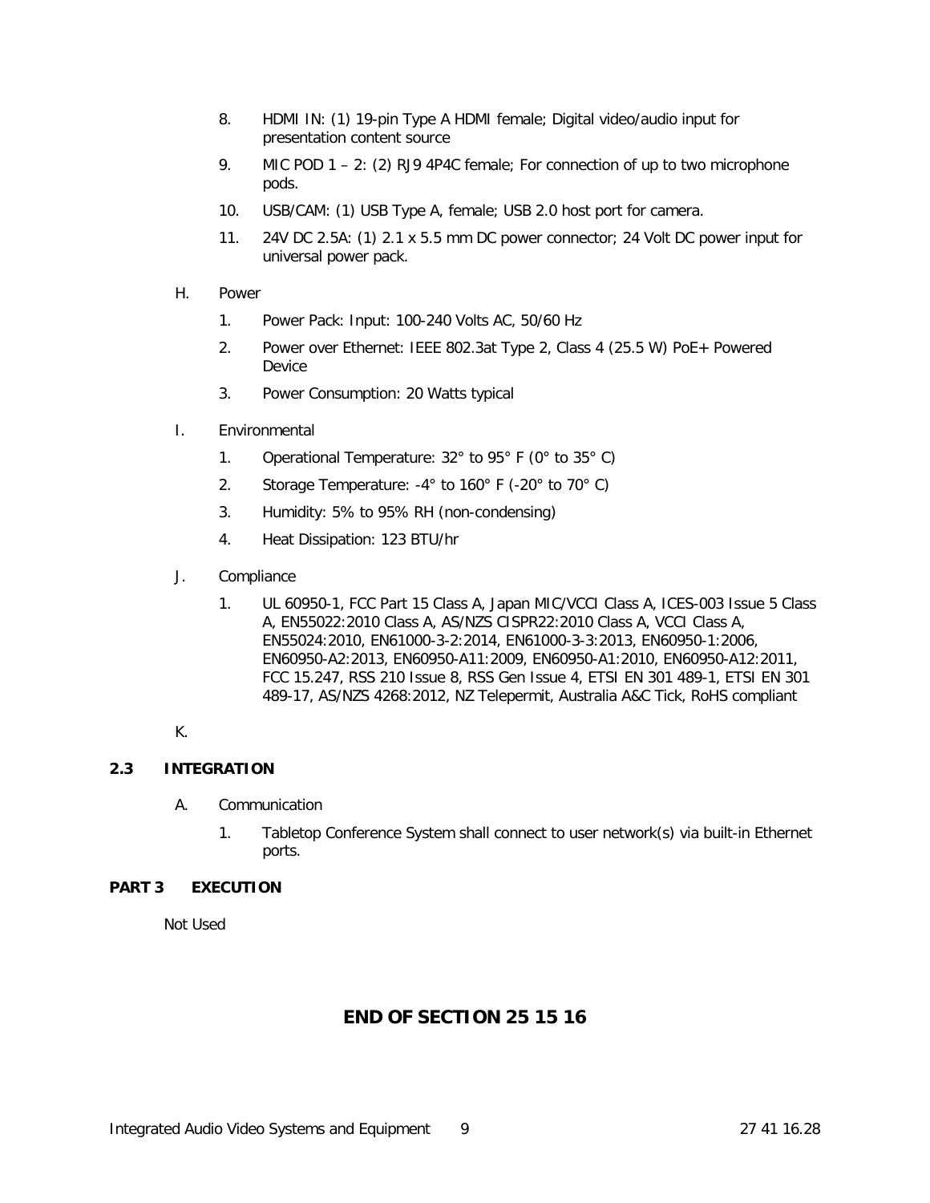8. HDMI IN: (1) 19-pin Type A HDMI female; Digital video/audio input for presentation content source

9. MIC POD 1 – 2: (2) RJ9 4P4C female; For connection of up to two microphone pods.

10. USB/CAM: (1) USB Type A, female; USB 2.0 host port for camera.

11. 24V DC 2.5A: (1) 2.1 x 5.5 mm DC power connector; 24 Volt DC power input for universal power pack.

H. Power

1. Power Pack: Input: 100-240 Volts AC, 50/60 Hz

2. Power over Ethernet: IEEE 802.3at Type 2, Class 4 (25.5 W) PoE+ Powered Device

3. Power Consumption: 20 Watts typical

I. Environmental

1. Operational Temperature: 32° to 95° F (0° to 35° C)

2. Storage Temperature: -4° to 160° F (-20° to 70° C)

3. Humidity: 5% to 95% RH (non-condensing)

4. Heat Dissipation: 123 BTU/hr

J. Compliance

1. UL 60950-1, FCC Part 15 Class A, Japan MIC/VCCI Class A, ICES-003 Issue 5 Class A, EN55022:2010 Class A, AS/NZS CISPR22:2010 Class A, VCCI Class A, EN55024:2010, EN61000-3-2:2014, EN61000-3-3:2013, EN60950-1:2006, EN60950-A2:2013, EN60950-A11:2009, EN60950-A1:2010, EN60950-A12:2011, FCC 15.247, RSS 210 Issue 8, RSS Gen Issue 4, ETSI EN 301 489-1, ETSI EN 301 489-17, AS/NZS 4268:2012, NZ Telepermit, Australia A&C Tick, RoHS compliant

K.

## 2.3 INTEGRATION

A. Communication

1. Tabletop Conference System shall connect to user network(s) via built-in Ethernet ports.

# PART 3 EXECUTION

Not Used

**END OF SECTION 25 15 16**